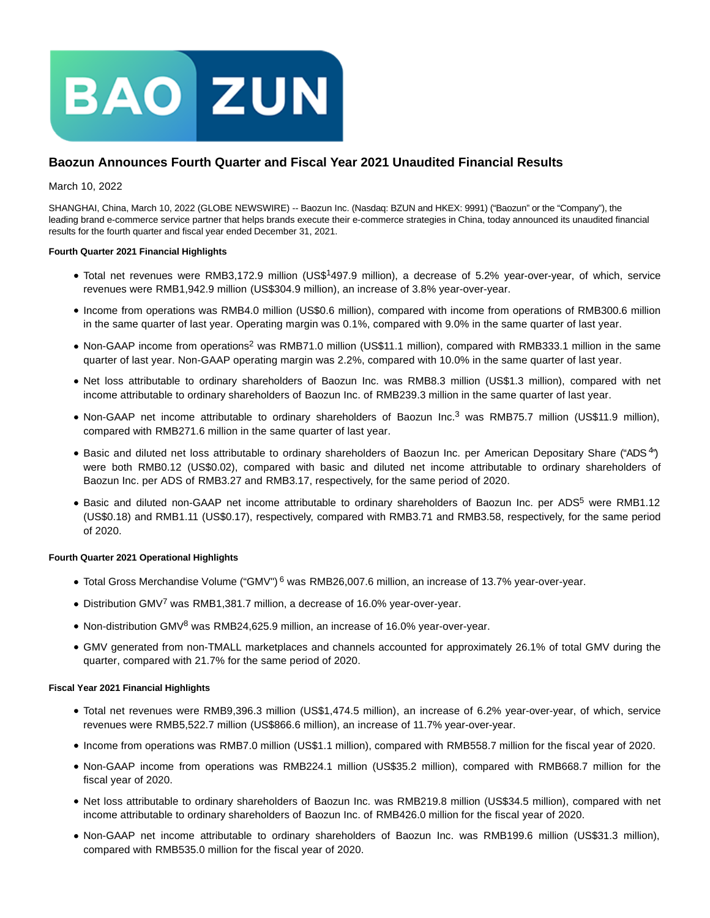## Baozun Announces Fourth Quarter and Fiscal Year 2021 Unaudited Financial Results

March 10, 2022

SHANGHAI, China, March 10, 2022 (GLOBE NEWSWIRE) -- Baozun Inc. (Nasdaq: BZUN and HKEX: 9991) ("Baozun" or the "Company"), the leading brand e-commerce service partner that helps brands execute their e-commerce strategies in China, today announced its unaudited financial results for the fourth quarter and fiscal year ended December 31, 2021.

**Fourth Quarter 2021 Financial Highlights**

- Total net revenues were RMB3,172.9 million (US$[1]497.9 million), a decrease of 5.2% year-over-year, of which, service revenues were RMB1,942.9 million (US$304.9 million), an increase of 3.8% year-over-year.
- Income from operations was RMB4.0 million (US$0.6 million), compared with income from operations of RMB300.6 million in the same quarter of last year. Operating margin was 0.1%, compared with 9.0% in the same quarter of last year.
- Non-GAAP income from operations[2] was RMB71.0 million (US$11.1 million), compared with RMB333.1 million in the same quarter of last year. Non-GAAP operating margin was 2.2%, compared with 10.0% in the same quarter of last year.
- Net loss attributable to ordinary shareholders of Baozun Inc. was RMB8.3 million (US$1.3 million), compared with net income attributable to ordinary shareholders of Baozun Inc. of RMB239.3 million in the same quarter of last year.
- Non-GAAP net income attributable to ordinary shareholders of Baozun Inc.[3] was RMB75.7 million (US$11.9 million), compared with RMB271.6 million in the same quarter of last year.
- Basic and diluted net loss attributable to ordinary shareholders of Baozun Inc. per American Depositary Share ("ADS[4]") were both RMB0.12 (US$0.02), compared with basic and diluted net income attributable to ordinary shareholders of Baozun Inc. per ADS of RMB3.27 and RMB3.17, respectively, for the same period of 2020.
- Basic and diluted non-GAAP net income attributable to ordinary shareholders of Baozun Inc. per ADS[5] were RMB1.12 (US$0.18) and RMB1.11 (US$0.17), respectively, compared with RMB3.71 and RMB3.58, respectively, for the same period of 2020.

**Fourth Quarter 2021 Operational Highlights**

- Total Gross Merchandise Volume ("GMV")[6] was RMB26,007.6 million, an increase of 13.7% year-over-year.
- Distribution GMV[7] was RMB1,381.7 million, a decrease of 16.0% year-over-year.
- Non-distribution GMV[8] was RMB24,625.9 million, an increase of 16.0% year-over-year.
- GMV generated from non-TMALL marketplaces and channels accounted for approximately 26.1% of total GMV during the quarter, compared with 21.7% for the same period of 2020.

**Fiscal Year 2021 Financial Highlights**

- Total net revenues were RMB9,396.3 million (US$1,474.5 million), an increase of 6.2% year-over-year, of which, service revenues were RMB5,522.7 million (US$866.6 million), an increase of 11.7% year-over-year.
- Income from operations was RMB7.0 million (US$1.1 million), compared with RMB558.7 million for the fiscal year of 2020.
- Non-GAAP income from operations was RMB224.1 million (US$35.2 million), compared with RMB668.7 million for the fiscal year of 2020.
- Net loss attributable to ordinary shareholders of Baozun Inc. was RMB219.8 million (US$34.5 million), compared with net income attributable to ordinary shareholders of Baozun Inc. of RMB426.0 million for the fiscal year of 2020.
- Non-GAAP net income attributable to ordinary shareholders of Baozun Inc. was RMB199.6 million (US$31.3 million), compared with RMB535.0 million for the fiscal year of 2020.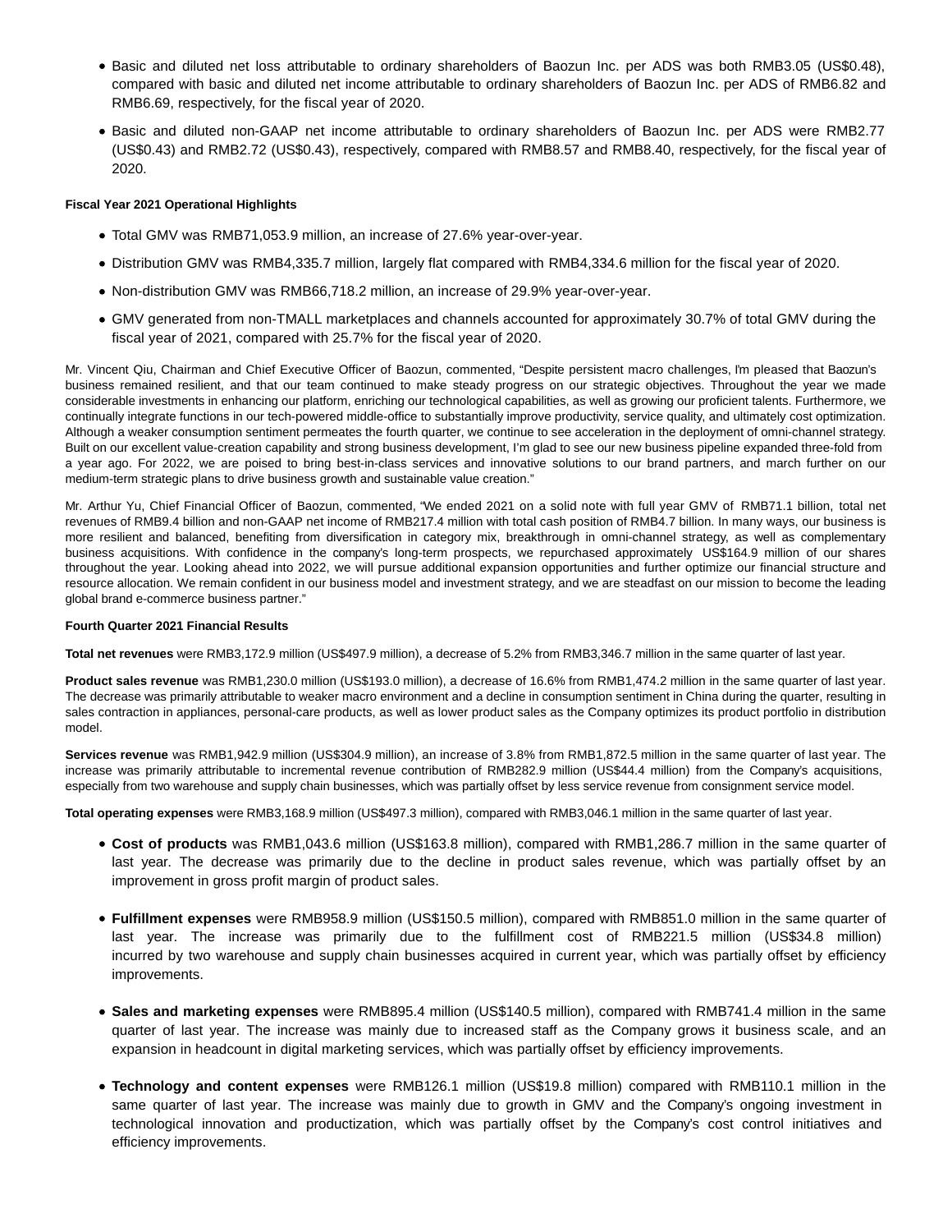- Basic and diluted net loss attributable to ordinary shareholders of Baozun Inc. per ADS was both RMB3.05 (US$0.48), compared with basic and diluted net income attributable to ordinary shareholders of Baozun Inc. per ADS of RMB6.82 and RMB6.69, respectively, for the fiscal year of 2020.
- Basic and diluted non-GAAP net income attributable to ordinary shareholders of Baozun Inc. per ADS were RMB2.77 (US$0.43) and RMB2.72 (US$0.43), respectively, compared with RMB8.57 and RMB8.40, respectively, for the fiscal year of 2020.

**Fiscal Year 2021 Operational Highlights**

- Total GMV was RMB71,053.9 million, an increase of 27.6% year-over-year.
- Distribution GMV was RMB4,335.7 million, largely flat compared with RMB4,334.6 million for the fiscal year of 2020.
- Non-distribution GMV was RMB66,718.2 million, an increase of 29.9% year-over-year.
- GMV generated from non-TMALL marketplaces and channels accounted for approximately 30.7% of total GMV during the fiscal year of 2021, compared with 25.7% for the fiscal year of 2020.

Mr. Vincent Qiu, Chairman and Chief Executive Officer of Baozun, commented, "Despite persistent macro challenges, I'm pleased that Baozun's business remained resilient, and that our team continued to make steady progress on our strategic objectives. Throughout the year we made considerable investments in enhancing our platform, enriching our technological capabilities, as well as growing our proficient talents. Furthermore, we continually integrate functions in our tech-powered middle-office to substantially improve productivity, service quality, and ultimately cost optimization. Although a weaker consumption sentiment permeates the fourth quarter, we continue to see acceleration in the deployment of omni-channel strategy. Built on our excellent value-creation capability and strong business development, I'm glad to see our new business pipeline expanded three-fold from a year ago. For 2022, we are poised to bring best-in-class services and innovative solutions to our brand partners, and march further on our medium-term strategic plans to drive business growth and sustainable value creation."

Mr. Arthur Yu, Chief Financial Officer of Baozun, commented, "We ended 2021 on a solid note with full year GMV of RMB71.1 billion, total net revenues of RMB9.4 billion and non-GAAP net income of RMB217.4 million with total cash position of RMB4.7 billion. In many ways, our business is more resilient and balanced, benefiting from diversification in category mix, breakthrough in omni-channel strategy, as well as complementary business acquisitions. With confidence in the company's long-term prospects, we repurchased approximately US$164.9 million of our shares throughout the year. Looking ahead into 2022, we will pursue additional expansion opportunities and further optimize our financial structure and resource allocation. We remain confident in our business model and investment strategy, and we are steadfast on our mission to become the leading global brand e-commerce business partner."

**Fourth Quarter 2021 Financial Results**

**Total net revenues** were RMB3,172.9 million (US$497.9 million), a decrease of 5.2% from RMB3,346.7 million in the same quarter of last year.

**Product sales revenue** was RMB1,230.0 million (US$193.0 million), a decrease of 16.6% from RMB1,474.2 million in the same quarter of last year. The decrease was primarily attributable to weaker macro environment and a decline in consumption sentiment in China during the quarter, resulting in sales contraction in appliances, personal-care products, as well as lower product sales as the Company optimizes its product portfolio in distribution model.

**Services revenue** was RMB1,942.9 million (US$304.9 million), an increase of 3.8% from RMB1,872.5 million in the same quarter of last year. The increase was primarily attributable to incremental revenue contribution of RMB282.9 million (US$44.4 million) from the Company's acquisitions, especially from two warehouse and supply chain businesses, which was partially offset by less service revenue from consignment service model.

**Total operating expenses** were RMB3,168.9 million (US$497.3 million), compared with RMB3,046.1 million in the same quarter of last year.

- **Cost of products** was RMB1,043.6 million (US$163.8 million), compared with RMB1,286.7 million in the same quarter of last year. The decrease was primarily due to the decline in product sales revenue, which was partially offset by an improvement in gross profit margin of product sales.
- **Fulfillment expenses** were RMB958.9 million (US$150.5 million), compared with RMB851.0 million in the same quarter of last year. The increase was primarily due to the fulfillment cost of RMB221.5 million (US$34.8 million) incurred by two warehouse and supply chain businesses acquired in current year, which was partially offset by efficiency improvements.
- **Sales and marketing expenses** were RMB895.4 million (US$140.5 million), compared with RMB741.4 million in the same quarter of last year. The increase was mainly due to increased staff as the Company grows it business scale, and an expansion in headcount in digital marketing services, which was partially offset by efficiency improvements.
- **Technology and content expenses** were RMB126.1 million (US$19.8 million) compared with RMB110.1 million in the same quarter of last year. The increase was mainly due to growth in GMV and the Company's ongoing investment in technological innovation and productization, which was partially offset by the Company's cost control initiatives and efficiency improvements.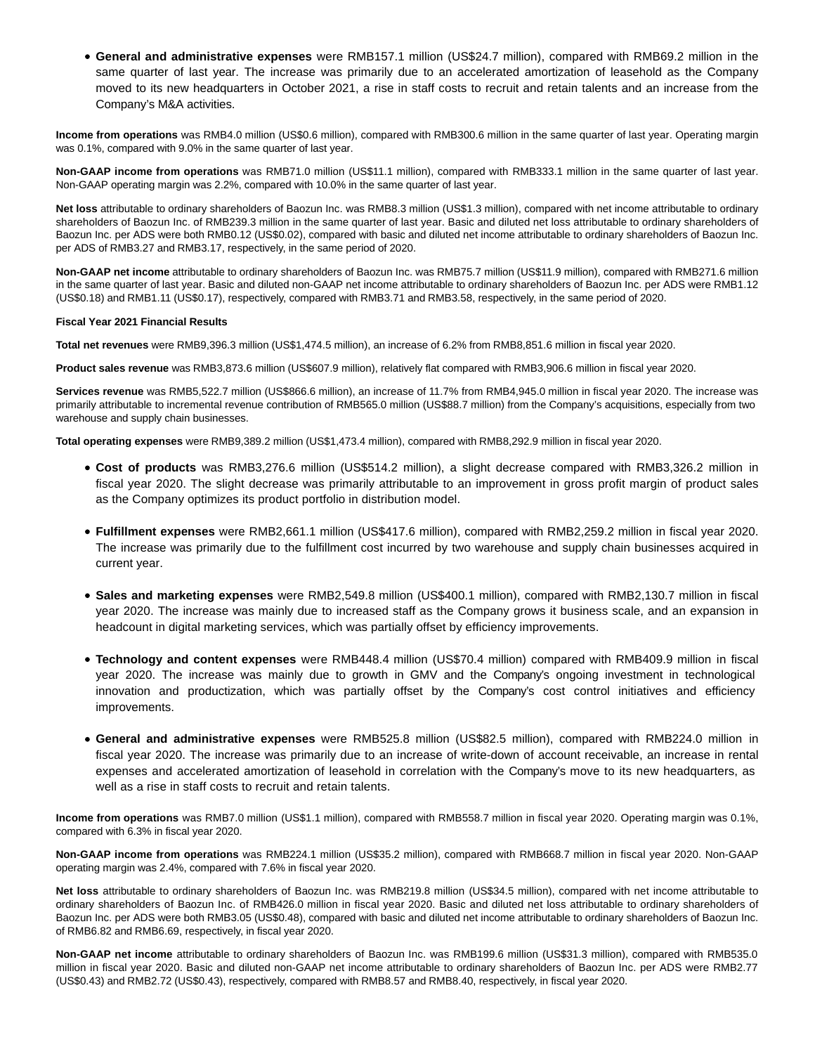- **General and administrative expenses** were RMB157.1 million (US$24.7 million), compared with RMB69.2 million in the same quarter of last year. The increase was primarily due to an accelerated amortization of leasehold as the Company moved to its new headquarters in October 2021, a rise in staff costs to recruit and retain talents and an increase from the Company's M&A activities.

**Income from operations** was RMB4.0 million (US$0.6 million), compared with RMB300.6 million in the same quarter of last year. Operating margin was 0.1%, compared with 9.0% in the same quarter of last year.

**Non-GAAP income from operations** was RMB71.0 million (US$11.1 million), compared with RMB333.1 million in the same quarter of last year. Non-GAAP operating margin was 2.2%, compared with 10.0% in the same quarter of last year.

**Net loss** attributable to ordinary shareholders of Baozun Inc. was RMB8.3 million (US$1.3 million), compared with net income attributable to ordinary shareholders of Baozun Inc. of RMB239.3 million in the same quarter of last year. Basic and diluted net loss attributable to ordinary shareholders of Baozun Inc. per ADS were both RMB0.12 (US$0.02), compared with basic and diluted net income attributable to ordinary shareholders of Baozun Inc. per ADS of RMB3.27 and RMB3.17, respectively, in the same period of 2020.

**Non-GAAP net income** attributable to ordinary shareholders of Baozun Inc. was RMB75.7 million (US$11.9 million), compared with RMB271.6 million in the same quarter of last year. Basic and diluted non-GAAP net income attributable to ordinary shareholders of Baozun Inc. per ADS were RMB1.12 (US$0.18) and RMB1.11 (US$0.17), respectively, compared with RMB3.71 and RMB3.58, respectively, in the same period of 2020.

**Fiscal Year 2021 Financial Results**

**Total net revenues** were RMB9,396.3 million (US$1,474.5 million), an increase of 6.2% from RMB8,851.6 million in fiscal year 2020.

**Product sales revenue** was RMB3,873.6 million (US$607.9 million), relatively flat compared with RMB3,906.6 million in fiscal year 2020.

**Services revenue** was RMB5,522.7 million (US$866.6 million), an increase of 11.7% from RMB4,945.0 million in fiscal year 2020. The increase was primarily attributable to incremental revenue contribution of RMB565.0 million (US$88.7 million) from the Company's acquisitions, especially from two warehouse and supply chain businesses.

**Total operating expenses** were RMB9,389.2 million (US$1,473.4 million), compared with RMB8,292.9 million in fiscal year 2020.

- **Cost of products** was RMB3,276.6 million (US$514.2 million), a slight decrease compared with RMB3,326.2 million in fiscal year 2020. The slight decrease was primarily attributable to an improvement in gross profit margin of product sales as the Company optimizes its product portfolio in distribution model.

- **Fulfillment expenses** were RMB2,661.1 million (US$417.6 million), compared with RMB2,259.2 million in fiscal year 2020. The increase was primarily due to the fulfillment cost incurred by two warehouse and supply chain businesses acquired in current year.

- **Sales and marketing expenses** were RMB2,549.8 million (US$400.1 million), compared with RMB2,130.7 million in fiscal year 2020. The increase was mainly due to increased staff as the Company grows it business scale, and an expansion in headcount in digital marketing services, which was partially offset by efficiency improvements.

- **Technology and content expenses** were RMB448.4 million (US$70.4 million) compared with RMB409.9 million in fiscal year 2020. The increase was mainly due to growth in GMV and the Company's ongoing investment in technological innovation and productization, which was partially offset by the Company's cost control initiatives and efficiency improvements.

- **General and administrative expenses** were RMB525.8 million (US$82.5 million), compared with RMB224.0 million in fiscal year 2020. The increase was primarily due to an increase of write-down of account receivable, an increase in rental expenses and accelerated amortization of leasehold in correlation with the Company's move to its new headquarters, as well as a rise in staff costs to recruit and retain talents.

**Income from operations** was RMB7.0 million (US$1.1 million), compared with RMB558.7 million in fiscal year 2020. Operating margin was 0.1%, compared with 6.3% in fiscal year 2020.

**Non-GAAP income from operations** was RMB224.1 million (US$35.2 million), compared with RMB668.7 million in fiscal year 2020. Non-GAAP operating margin was 2.4%, compared with 7.6% in fiscal year 2020.

**Net loss** attributable to ordinary shareholders of Baozun Inc. was RMB219.8 million (US$34.5 million), compared with net income attributable to ordinary shareholders of Baozun Inc. of RMB426.0 million in fiscal year 2020. Basic and diluted net loss attributable to ordinary shareholders of Baozun Inc. per ADS were both RMB3.05 (US$0.48), compared with basic and diluted net income attributable to ordinary shareholders of Baozun Inc. of RMB6.82 and RMB6.69, respectively, in fiscal year 2020.

**Non-GAAP net income** attributable to ordinary shareholders of Baozun Inc. was RMB199.6 million (US$31.3 million), compared with RMB535.0 million in fiscal year 2020. Basic and diluted non-GAAP net income attributable to ordinary shareholders of Baozun Inc. per ADS were RMB2.77 (US$0.43) and RMB2.72 (US$0.43), respectively, compared with RMB8.57 and RMB8.40, respectively, in fiscal year 2020.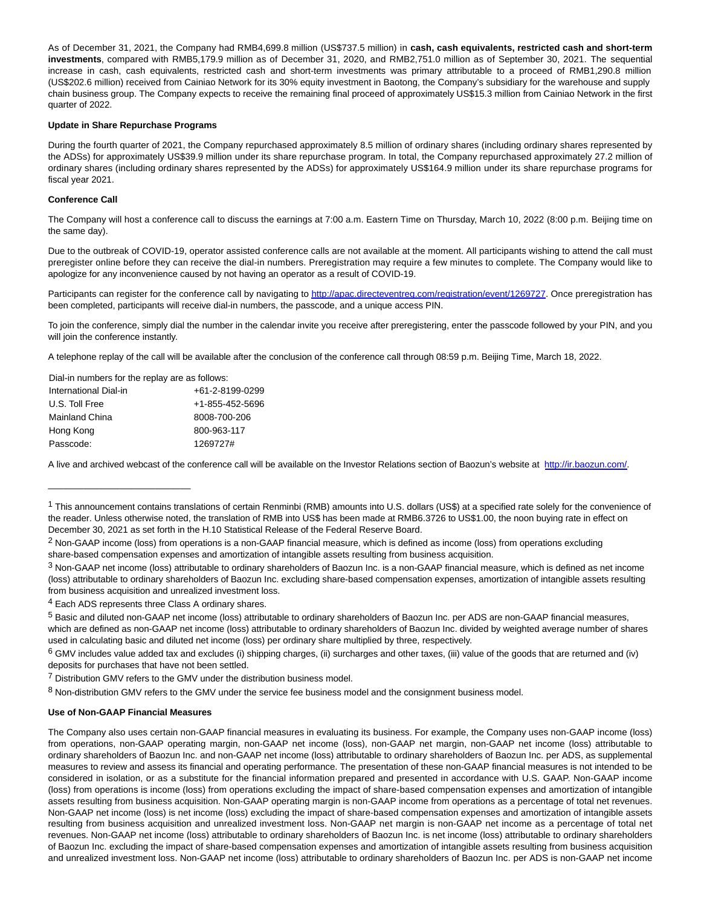As of December 31, 2021, the Company had RMB4,699.8 million (US$737.5 million) in **cash, cash equivalents, restricted cash and short-term investments**, compared with RMB5,179.9 million as of December 31, 2020, and RMB2,751.0 million as of September 30, 2021. The sequential increase in cash, cash equivalents, restricted cash and short-term investments was primary attributable to a proceed of RMB1,290.8 million (US$202.6 million) received from Cainiao Network for its 30% equity investment in Baotong, the Company's subsidiary for the warehouse and supply chain business group. The Company expects to receive the remaining final proceed of approximately US$15.3 million from Cainiao Network in the first quarter of 2022.

**Update in Share Repurchase Programs**

During the fourth quarter of 2021, the Company repurchased approximately 8.5 million of ordinary shares (including ordinary shares represented by the ADSs) for approximately US$39.9 million under its share repurchase program. In total, the Company repurchased approximately 27.2 million of ordinary shares (including ordinary shares represented by the ADSs) for approximately US$164.9 million under its share repurchase programs for fiscal year 2021.

**Conference Call**

The Company will host a conference call to discuss the earnings at 7:00 a.m. Eastern Time on Thursday, March 10, 2022 (8:00 p.m. Beijing time on the same day).

Due to the outbreak of COVID-19, operator assisted conference calls are not available at the moment. All participants wishing to attend the call must preregister online before they can receive the dial-in numbers. Preregistration may require a few minutes to complete. The Company would like to apologize for any inconvenience caused by not having an operator as a result of COVID-19.

Participants can register for the conference call by navigating to http://apac.directeventreg.com/registration/event/1269727. Once preregistration has been completed, participants will receive dial-in numbers, the passcode, and a unique access PIN.

To join the conference, simply dial the number in the calendar invite you receive after preregistering, enter the passcode followed by your PIN, and you will join the conference instantly.

A telephone replay of the call will be available after the conclusion of the conference call through 08:59 p.m. Beijing Time, March 18, 2022.

Dial-in numbers for the replay are as follows:

| | |
|---|---|
| International Dial-in | +61-2-8199-0299 |
| U.S. Toll Free | +1-855-452-5696 |
| Mainland China | 8008-700-206 |
| Hong Kong | 800-963-117 |
| Passcode: | 1269727# |

A live and archived webcast of the conference call will be available on the Investor Relations section of Baozun's website at http://ir.baozun.com/.

---

[1] This announcement contains translations of certain Renminbi (RMB) amounts into U.S. dollars (US$) at a specified rate solely for the convenience of the reader. Unless otherwise noted, the translation of RMB into US$ has been made at RMB6.3726 to US$1.00, the noon buying rate in effect on December 30, 2021 as set forth in the H.10 Statistical Release of the Federal Reserve Board.

[2] Non-GAAP income (loss) from operations is a non-GAAP financial measure, which is defined as income (loss) from operations excluding share-based compensation expenses and amortization of intangible assets resulting from business acquisition.

[3] Non-GAAP net income (loss) attributable to ordinary shareholders of Baozun Inc. is a non-GAAP financial measure, which is defined as net income (loss) attributable to ordinary shareholders of Baozun Inc. excluding share-based compensation expenses, amortization of intangible assets resulting from business acquisition and unrealized investment loss.

[4] Each ADS represents three Class A ordinary shares.

[5] Basic and diluted non-GAAP net income (loss) attributable to ordinary shareholders of Baozun Inc. per ADS are non-GAAP financial measures, which are defined as non-GAAP net income (loss) attributable to ordinary shareholders of Baozun Inc. divided by weighted average number of shares used in calculating basic and diluted net income (loss) per ordinary share multiplied by three, respectively.

[6] GMV includes value added tax and excludes (i) shipping charges, (ii) surcharges and other taxes, (iii) value of the goods that are returned and (iv) deposits for purchases that have not been settled.

[7] Distribution GMV refers to the GMV under the distribution business model.

[8] Non-distribution GMV refers to the GMV under the service fee business model and the consignment business model.

**Use of Non-GAAP Financial Measures**

The Company also uses certain non-GAAP financial measures in evaluating its business. For example, the Company uses non-GAAP income (loss) from operations, non-GAAP operating margin, non-GAAP net income (loss), non-GAAP net margin, non-GAAP net income (loss) attributable to ordinary shareholders of Baozun Inc. and non-GAAP net income (loss) attributable to ordinary shareholders of Baozun Inc. per ADS, as supplemental measures to review and assess its financial and operating performance. The presentation of these non-GAAP financial measures is not intended to be considered in isolation, or as a substitute for the financial information prepared and presented in accordance with U.S. GAAP. Non-GAAP income (loss) from operations is income (loss) from operations excluding the impact of share-based compensation expenses and amortization of intangible assets resulting from business acquisition. Non-GAAP operating margin is non-GAAP income from operations as a percentage of total net revenues. Non-GAAP net income (loss) is net income (loss) excluding the impact of share-based compensation expenses and amortization of intangible assets resulting from business acquisition and unrealized investment loss. Non-GAAP net margin is non-GAAP net income as a percentage of total net revenues. Non-GAAP net income (loss) attributable to ordinary shareholders of Baozun Inc. is net income (loss) attributable to ordinary shareholders of Baozun Inc. excluding the impact of share-based compensation expenses and amortization of intangible assets resulting from business acquisition and unrealized investment loss. Non-GAAP net income (loss) attributable to ordinary shareholders of Baozun Inc. per ADS is non-GAAP net income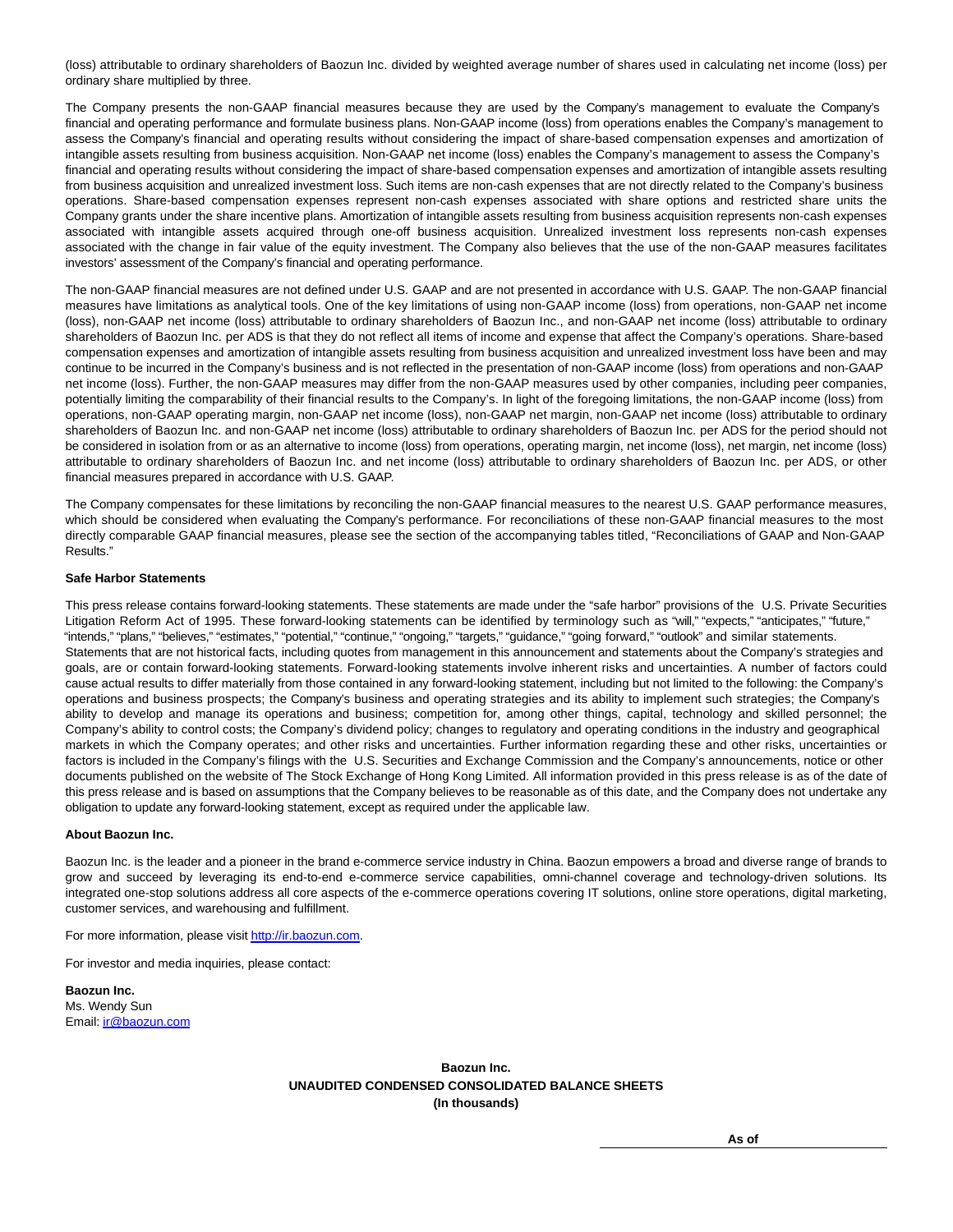(loss) attributable to ordinary shareholders of Baozun Inc. divided by weighted average number of shares used in calculating net income (loss) per ordinary share multiplied by three.

The Company presents the non-GAAP financial measures because they are used by the Company's management to evaluate the Company's financial and operating performance and formulate business plans. Non-GAAP income (loss) from operations enables the Company's management to assess the Company's financial and operating results without considering the impact of share-based compensation expenses and amortization of intangible assets resulting from business acquisition. Non-GAAP net income (loss) enables the Company's management to assess the Company's financial and operating results without considering the impact of share-based compensation expenses and amortization of intangible assets resulting from business acquisition and unrealized investment loss. Such items are non-cash expenses that are not directly related to the Company's business operations. Share-based compensation expenses represent non-cash expenses associated with share options and restricted share units the Company grants under the share incentive plans. Amortization of intangible assets resulting from business acquisition represents non-cash expenses associated with intangible assets acquired through one-off business acquisition. Unrealized investment loss represents non-cash expenses associated with the change in fair value of the equity investment. The Company also believes that the use of the non-GAAP measures facilitates investors' assessment of the Company's financial and operating performance.

The non-GAAP financial measures are not defined under U.S. GAAP and are not presented in accordance with U.S. GAAP. The non-GAAP financial measures have limitations as analytical tools. One of the key limitations of using non-GAAP income (loss) from operations, non-GAAP net income (loss), non-GAAP net income (loss) attributable to ordinary shareholders of Baozun Inc., and non-GAAP net income (loss) attributable to ordinary shareholders of Baozun Inc. per ADS is that they do not reflect all items of income and expense that affect the Company's operations. Share-based compensation expenses and amortization of intangible assets resulting from business acquisition and unrealized investment loss have been and may continue to be incurred in the Company's business and is not reflected in the presentation of non-GAAP income (loss) from operations and non-GAAP net income (loss). Further, the non-GAAP measures may differ from the non-GAAP measures used by other companies, including peer companies, potentially limiting the comparability of their financial results to the Company's. In light of the foregoing limitations, the non-GAAP income (loss) from operations, non-GAAP operating margin, non-GAAP net income (loss), non-GAAP net margin, non-GAAP net income (loss) attributable to ordinary shareholders of Baozun Inc. and non-GAAP net income (loss) attributable to ordinary shareholders of Baozun Inc. per ADS for the period should not be considered in isolation from or as an alternative to income (loss) from operations, operating margin, net income (loss), net margin, net income (loss) attributable to ordinary shareholders of Baozun Inc. and net income (loss) attributable to ordinary shareholders of Baozun Inc. per ADS, or other financial measures prepared in accordance with U.S. GAAP.

The Company compensates for these limitations by reconciling the non-GAAP financial measures to the nearest U.S. GAAP performance measures, which should be considered when evaluating the Company's performance. For reconciliations of these non-GAAP financial measures to the most directly comparable GAAP financial measures, please see the section of the accompanying tables titled, "Reconciliations of GAAP and Non-GAAP Results."

**Safe Harbor Statements**

This press release contains forward-looking statements. These statements are made under the "safe harbor" provisions of the U.S. Private Securities Litigation Reform Act of 1995. These forward-looking statements can be identified by terminology such as "will," "expects," "anticipates," "future," "intends," "plans," "believes," "estimates," "potential," "continue," "ongoing," "targets," "guidance," "going forward," "outlook" and similar statements. Statements that are not historical facts, including quotes from management in this announcement and statements about the Company's strategies and goals, are or contain forward-looking statements. Forward-looking statements involve inherent risks and uncertainties. A number of factors could cause actual results to differ materially from those contained in any forward-looking statement, including but not limited to the following: the Company's operations and business prospects; the Company's business and operating strategies and its ability to implement such strategies; the Company's ability to develop and manage its operations and business; competition for, among other things, capital, technology and skilled personnel; the Company's ability to control costs; the Company's dividend policy; changes to regulatory and operating conditions in the industry and geographical markets in which the Company operates; and other risks and uncertainties. Further information regarding these and other risks, uncertainties or factors is included in the Company's filings with the U.S. Securities and Exchange Commission and the Company's announcements, notice or other documents published on the website of The Stock Exchange of Hong Kong Limited. All information provided in this press release is as of the date of this press release and is based on assumptions that the Company believes to be reasonable as of this date, and the Company does not undertake any obligation to update any forward-looking statement, except as required under the applicable law.

**About Baozun Inc.**

Baozun Inc. is the leader and a pioneer in the brand e-commerce service industry in China. Baozun empowers a broad and diverse range of brands to grow and succeed by leveraging its end-to-end e-commerce service capabilities, omni-channel coverage and technology-driven solutions. Its integrated one-stop solutions address all core aspects of the e-commerce operations covering IT solutions, online store operations, digital marketing, customer services, and warehousing and fulfillment.

For more information, please visit http://ir.baozun.com.

For investor and media inquiries, please contact:

**Baozun Inc.**
Ms. Wendy Sun
Email: ir@baozun.com

**Baozun Inc.**
**UNAUDITED CONDENSED CONSOLIDATED BALANCE SHEETS**
**(In thousands)**

**As of**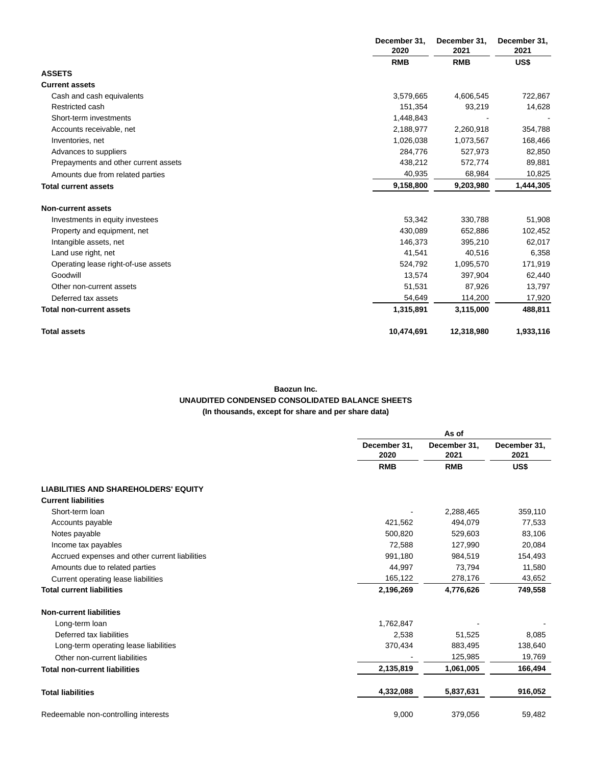| | December 31, 2020 | December 31, 2021 | December 31, 2021 |
|---|---|---|---|
| | RMB | RMB | US$ |
| **ASSETS** | | | |
| **Current assets** | | | |
| Cash and cash equivalents | 3,579,665 | 4,606,545 | 722,867 |
| Restricted cash | 151,354 | 93,219 | 14,628 |
| Short-term investments | 1,448,843 | - | - |
| Accounts receivable, net | 2,188,977 | 2,260,918 | 354,788 |
| Inventories, net | 1,026,038 | 1,073,567 | 168,466 |
| Advances to suppliers | 284,776 | 527,973 | 82,850 |
| Prepayments and other current assets | 438,212 | 572,774 | 89,881 |
| Amounts due from related parties | 40,935 | 68,984 | 10,825 |
| **Total current assets** | **9,158,800** | **9,203,980** | **1,444,305** |
| | | | |
| **Non-current assets** | | | |
| Investments in equity investees | 53,342 | 330,788 | 51,908 |
| Property and equipment, net | 430,089 | 652,886 | 102,452 |
| Intangible assets, net | 146,373 | 395,210 | 62,017 |
| Land use right, net | 41,541 | 40,516 | 6,358 |
| Operating lease right-of-use assets | 524,792 | 1,095,570 | 171,919 |
| Goodwill | 13,574 | 397,904 | 62,440 |
| Other non-current assets | 51,531 | 87,926 | 13,797 |
| Deferred tax assets | 54,649 | 114,200 | 17,920 |
| **Total non-current assets** | **1,315,891** | **3,115,000** | **488,811** |
| | | | |
| **Total assets** | **10,474,691** | **12,318,980** | **1,933,116** |

**Baozun Inc.**
**UNAUDITED CONDENSED CONSOLIDATED BALANCE SHEETS**
**(In thousands, except for share and per share data)**

| | As of | | |
|---|---|---|---|
| | December 31, 2020 | December 31, 2021 | December 31, 2021 |
| | RMB | RMB | US$ |
| **LIABILITIES AND SHAREHOLDERS' EQUITY** | | | |
| **Current liabilities** | | | |
| Short-term loan | - | 2,288,465 | 359,110 |
| Accounts payable | 421,562 | 494,079 | 77,533 |
| Notes payable | 500,820 | 529,603 | 83,106 |
| Income tax payables | 72,588 | 127,990 | 20,084 |
| Accrued expenses and other current liabilities | 991,180 | 984,519 | 154,493 |
| Amounts due to related parties | 44,997 | 73,794 | 11,580 |
| Current operating lease liabilities | 165,122 | 278,176 | 43,652 |
| **Total current liabilities** | **2,196,269** | **4,776,626** | **749,558** |
| | | | |
| **Non-current liabilities** | | | |
| Long-term loan | 1,762,847 | - | - |
| Deferred tax liabilities | 2,538 | 51,525 | 8,085 |
| Long-term operating lease liabilities | 370,434 | 883,495 | 138,640 |
| Other non-current liabilities | - | 125,985 | 19,769 |
| **Total non-current liabilities** | **2,135,819** | **1,061,005** | **166,494** |
| | | | |
| **Total liabilities** | **4,332,088** | **5,837,631** | **916,052** |
| | | | |
| Redeemable non-controlling interests | 9,000 | 379,056 | 59,482 |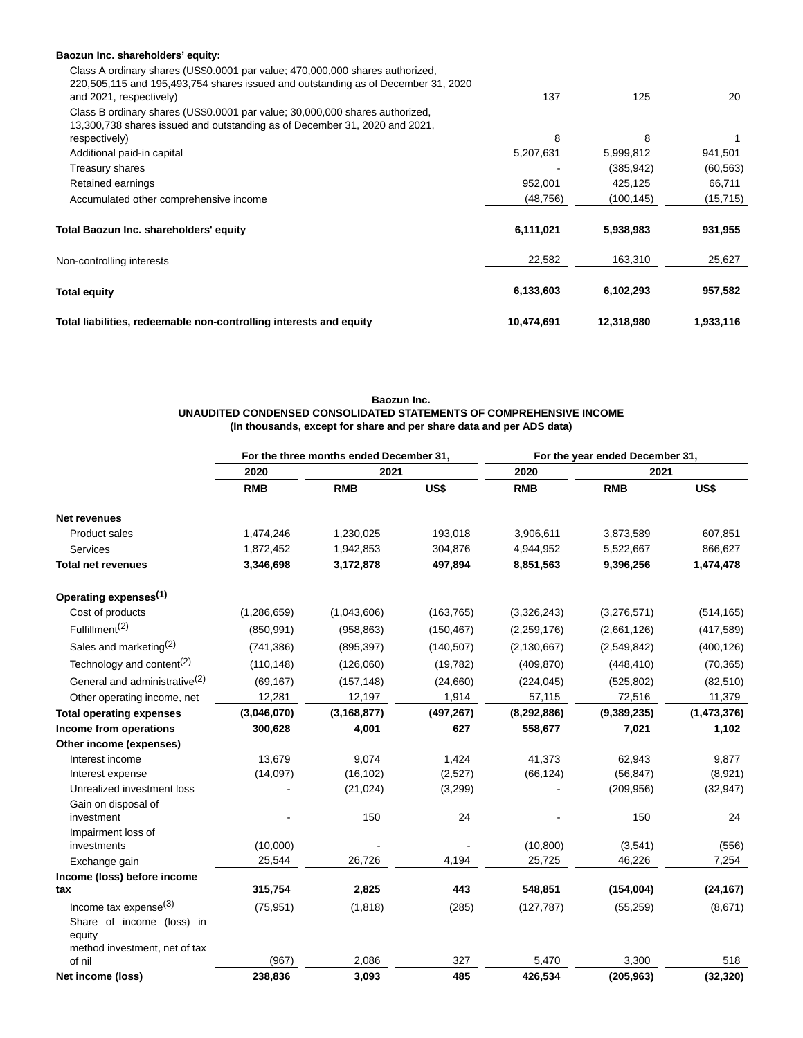| | | | |
|---|---|---|---|
| **Baozun Inc. shareholders' equity:** | | | |
| Class A ordinary shares (US$0.0001 par value; 470,000,000 shares authorized, 220,505,115 and 195,493,754 shares issued and outstanding as of December 31, 2020 and 2021, respectively) | 137 | 125 | 20 |
| Class B ordinary shares (US$0.0001 par value; 30,000,000 shares authorized, 13,300,738 shares issued and outstanding as of December 31, 2020 and 2021, respectively) | 8 | 8 | 1 |
| Additional paid-in capital | 5,207,631 | 5,999,812 | 941,501 |
| Treasury shares | - | (385,942) | (60,563) |
| Retained earnings | 952,001 | 425,125 | 66,711 |
| Accumulated other comprehensive income | (48,756) | (100,145) | (15,715) |
| **Total Baozun Inc. shareholders' equity** | **6,111,021** | **5,938,983** | **931,955** |
| Non-controlling interests | 22,582 | 163,310 | 25,627 |
| **Total equity** | **6,133,603** | **6,102,293** | **957,582** |
| **Total liabilities, redeemable non-controlling interests and equity** | **10,474,691** | **12,318,980** | **1,933,116** |

**Baozun Inc.**
**UNAUDITED CONDENSED CONSOLIDATED STATEMENTS OF COMPREHENSIVE INCOME**
**(In thousands, except for share and per share data and per ADS data)**

| | For the three months ended December 31, | | | For the year ended December 31, | | |
|---|---|---|---|---|---|---|
| | 2020 | 2021 | | 2020 | 2021 | |
| | RMB | RMB | US$ | RMB | RMB | US$ |
| **Net revenues** | | | | | | |
| Product sales | 1,474,246 | 1,230,025 | 193,018 | 3,906,611 | 3,873,589 | 607,851 |
| Services | 1,872,452 | 1,942,853 | 304,876 | 4,944,952 | 5,522,667 | 866,627 |
| **Total net revenues** | **3,346,698** | **3,172,878** | **497,894** | **8,851,563** | **9,396,256** | **1,474,478** |
| **Operating expenses(1)** | | | | | | |
| Cost of products | (1,286,659) | (1,043,606) | (163,765) | (3,326,243) | (3,276,571) | (514,165) |
| Fulfillment(2) | (850,991) | (958,863) | (150,467) | (2,259,176) | (2,661,126) | (417,589) |
| Sales and marketing(2) | (741,386) | (895,397) | (140,507) | (2,130,667) | (2,549,842) | (400,126) |
| Technology and content(2) | (110,148) | (126,060) | (19,782) | (409,870) | (448,410) | (70,365) |
| General and administrative(2) | (69,167) | (157,148) | (24,660) | (224,045) | (525,802) | (82,510) |
| Other operating income, net | 12,281 | 12,197 | 1,914 | 57,115 | 72,516 | 11,379 |
| **Total operating expenses** | **(3,046,070)** | **(3,168,877)** | **(497,267)** | **(8,292,886)** | **(9,389,235)** | **(1,473,376)** |
| **Income from operations** | **300,628** | **4,001** | **627** | **558,677** | **7,021** | **1,102** |
| **Other income (expenses)** | | | | | | |
| Interest income | 13,679 | 9,074 | 1,424 | 41,373 | 62,943 | 9,877 |
| Interest expense | (14,097) | (16,102) | (2,527) | (66,124) | (56,847) | (8,921) |
| Unrealized investment loss | - | (21,024) | (3,299) | - | (209,956) | (32,947) |
| Gain on disposal of investment | - | 150 | 24 | - | 150 | 24 |
| Impairment loss of investments | (10,000) | - | - | (10,800) | (3,541) | (556) |
| Exchange gain | 25,544 | 26,726 | 4,194 | 25,725 | 46,226 | 7,254 |
| **Income (loss) before income tax** | **315,754** | **2,825** | **443** | **548,851** | **(154,004)** | **(24,167)** |
| Income tax expense(3) | (75,951) | (1,818) | (285) | (127,787) | (55,259) | (8,671) |
| Share of income (loss) in equity method investment, net of tax of nil | (967) | 2,086 | 327 | 5,470 | 3,300 | 518 |
| **Net income (loss)** | **238,836** | **3,093** | **485** | **426,534** | **(205,963)** | **(32,320)** |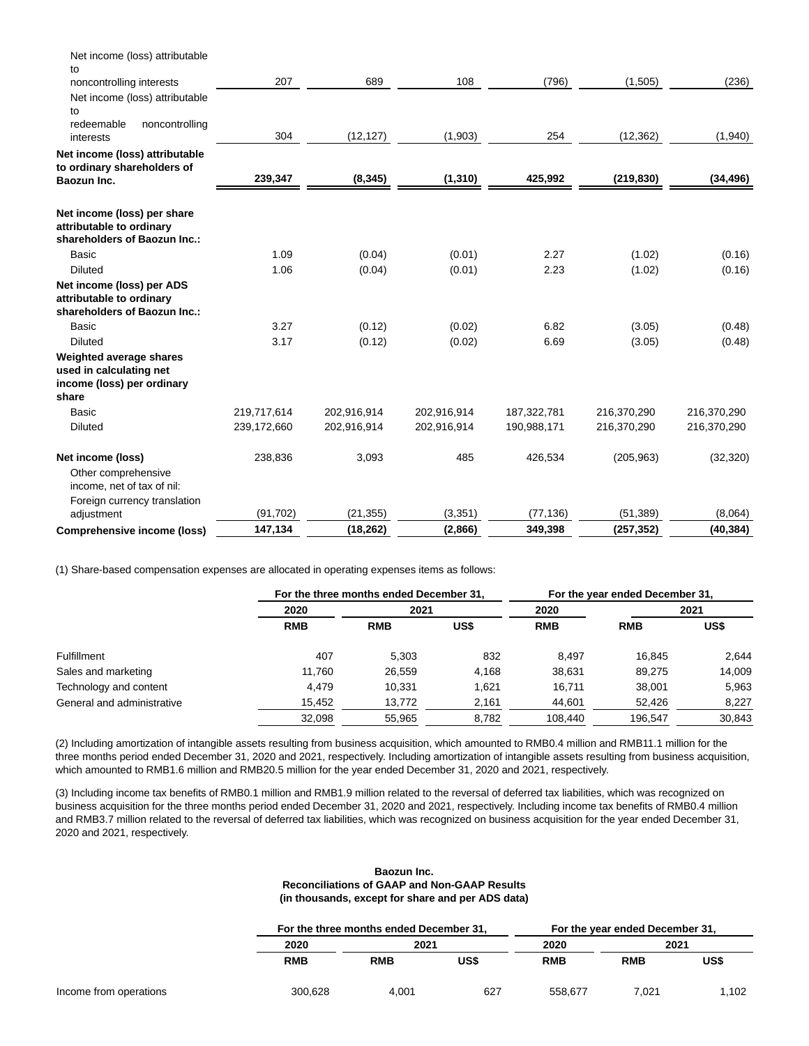| | | | | | | |
|---|---|---|---|---|---|---|
| Net income (loss) attributable to noncontrolling interests | 207 | 689 | 108 | (796) | (1,505) | (236) |
| Net income (loss) attributable to redeemable noncontrolling interests | 304 | (12,127) | (1,903) | 254 | (12,362) | (1,940) |
| **Net income (loss) attributable to ordinary shareholders of Baozun Inc.** | **239,347** | **(8,345)** | **(1,310)** | **425,992** | **(219,830)** | **(34,496)** |
| **Net income (loss) per share attributable to ordinary shareholders of Baozun Inc.:** | | | | | | |
| Basic | 1.09 | (0.04) | (0.01) | 2.27 | (1.02) | (0.16) |
| Diluted | 1.06 | (0.04) | (0.01) | 2.23 | (1.02) | (0.16) |
| **Net income (loss) per ADS attributable to ordinary shareholders of Baozun Inc.:** | | | | | | |
| Basic | 3.27 | (0.12) | (0.02) | 6.82 | (3.05) | (0.48) |
| Diluted | 3.17 | (0.12) | (0.02) | 6.69 | (3.05) | (0.48) |
| **Weighted average shares used in calculating net income (loss) per ordinary share** | | | | | | |
| Basic | 219,717,614 | 202,916,914 | 202,916,914 | 187,322,781 | 216,370,290 | 216,370,290 |
| Diluted | 239,172,660 | 202,916,914 | 202,916,914 | 190,988,171 | 216,370,290 | 216,370,290 |
| **Net income (loss)** | 238,836 | 3,093 | 485 | 426,534 | (205,963) | (32,320) |
| Other comprehensive income, net of tax of nil: | | | | | | |
| Foreign currency translation adjustment | (91,702) | (21,355) | (3,351) | (77,136) | (51,389) | (8,064) |
| **Comprehensive income (loss)** | **147,134** | **(18,262)** | **(2,866)** | **349,398** | **(257,352)** | **(40,384)** |

(1) Share-based compensation expenses are allocated in operating expenses items as follows:

| | For the three months ended December 31, | | | For the year ended December 31, | | |
|---|---|---|---|---|---|---|
| | 2020 | 2021 | | 2020 | 2021 | |
| | RMB | RMB | US$ | RMB | RMB | US$ |
| Fulfillment | 407 | 5,303 | 832 | 8,497 | 16,845 | 2,644 |
| Sales and marketing | 11,760 | 26,559 | 4,168 | 38,631 | 89,275 | 14,009 |
| Technology and content | 4,479 | 10,331 | 1,621 | 16,711 | 38,001 | 5,963 |
| General and administrative | 15,452 | 13,772 | 2,161 | 44,601 | 52,426 | 8,227 |
| | 32,098 | 55,965 | 8,782 | 108,440 | 196,547 | 30,843 |

(2) Including amortization of intangible assets resulting from business acquisition, which amounted to RMB0.4 million and RMB11.1 million for the three months period ended December 31, 2020 and 2021, respectively. Including amortization of intangible assets resulting from business acquisition, which amounted to RMB1.6 million and RMB20.5 million for the year ended December 31, 2020 and 2021, respectively.

(3) Including income tax benefits of RMB0.1 million and RMB1.9 million related to the reversal of deferred tax liabilities, which was recognized on business acquisition for the three months period ended December 31, 2020 and 2021, respectively. Including income tax benefits of RMB0.4 million and RMB3.7 million related to the reversal of deferred tax liabilities, which was recognized on business acquisition for the year ended December 31, 2020 and 2021, respectively.

**Baozun Inc.**
**Reconciliations of GAAP and Non-GAAP Results**
**(in thousands, except for share and per ADS data)**

| | For the three months ended December 31, | | | For the year ended December 31, | | |
|---|---|---|---|---|---|---|
| | 2020 | 2021 | | 2020 | 2021 | |
| | RMB | RMB | US$ | RMB | RMB | US$ |
| Income from operations | 300,628 | 4,001 | 627 | 558,677 | 7,021 | 1,102 |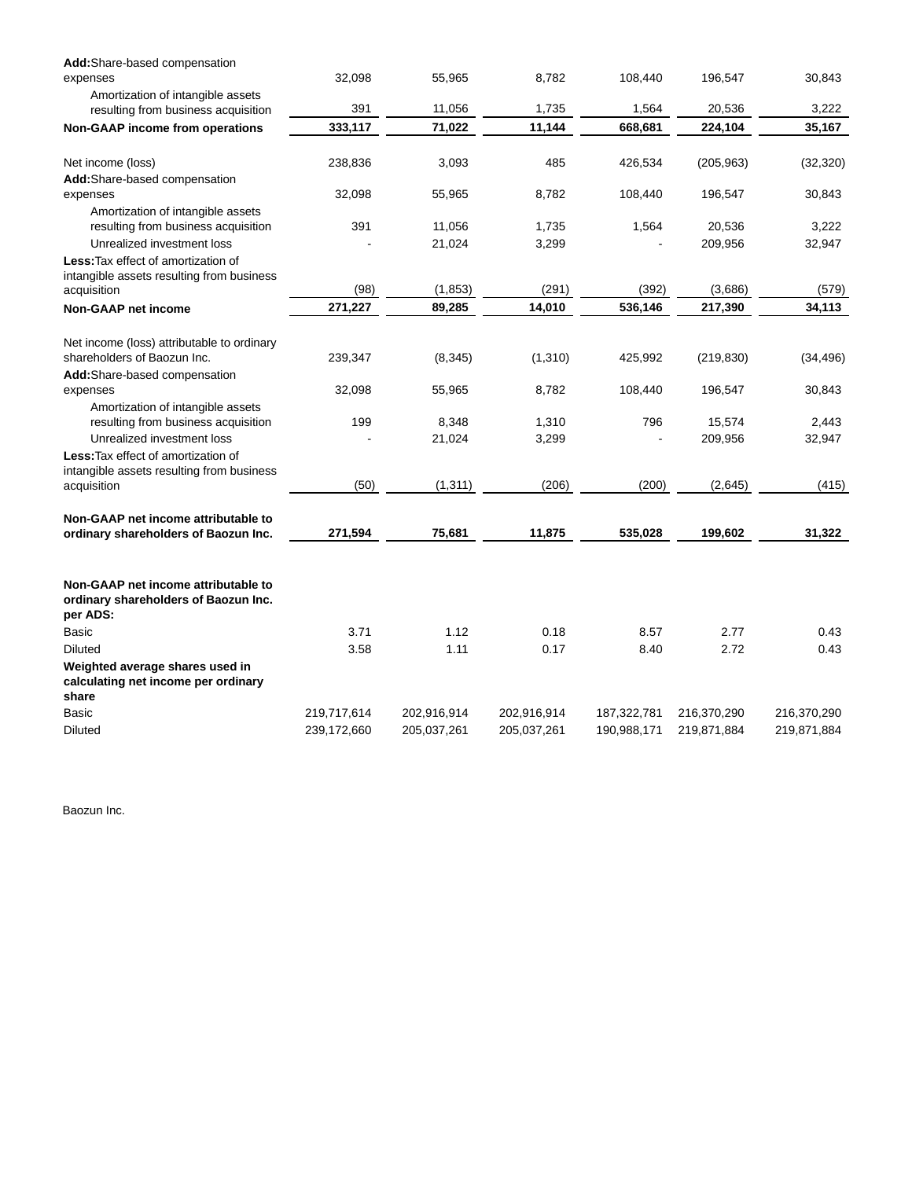| | | | | | | |
|---|---|---|---|---|---|---|
| **Add:** Share-based compensation expenses | 32,098 | 55,965 | 8,782 | 108,440 | 196,547 | 30,843 |
| Amortization of intangible assets resulting from business acquisition | 391 | 11,056 | 1,735 | 1,564 | 20,536 | 3,222 |
| **Non-GAAP income from operations** | **333,117** | **71,022** | **11,144** | **668,681** | **224,104** | **35,167** |
| | | | | | | |
| Net income (loss) | 238,836 | 3,093 | 485 | 426,534 | (205,963) | (32,320) |
| **Add:** Share-based compensation expenses | 32,098 | 55,965 | 8,782 | 108,440 | 196,547 | 30,843 |
| Amortization of intangible assets resulting from business acquisition | 391 | 11,056 | 1,735 | 1,564 | 20,536 | 3,222 |
| Unrealized investment loss | - | 21,024 | 3,299 | - | 209,956 | 32,947 |
| **Less:** Tax effect of amortization of intangible assets resulting from business acquisition | (98) | (1,853) | (291) | (392) | (3,686) | (579) |
| **Non-GAAP net income** | **271,227** | **89,285** | **14,010** | **536,146** | **217,390** | **34,113** |
| | | | | | | |
| Net income (loss) attributable to ordinary shareholders of Baozun Inc. | 239,347 | (8,345) | (1,310) | 425,992 | (219,830) | (34,496) |
| **Add:** Share-based compensation expenses | 32,098 | 55,965 | 8,782 | 108,440 | 196,547 | 30,843 |
| Amortization of intangible assets resulting from business acquisition | 199 | 8,348 | 1,310 | 796 | 15,574 | 2,443 |
| Unrealized investment loss | - | 21,024 | 3,299 | - | 209,956 | 32,947 |
| **Less:** Tax effect of amortization of intangible assets resulting from business acquisition | (50) | (1,311) | (206) | (200) | (2,645) | (415) |
| | | | | | | |
| **Non-GAAP net income attributable to ordinary shareholders of Baozun Inc.** | **271,594** | **75,681** | **11,875** | **535,028** | **199,602** | **31,322** |
| | | | | | | |
| **Non-GAAP net income attributable to ordinary shareholders of Baozun Inc. per ADS:** | | | | | | |
| Basic | 3.71 | 1.12 | 0.18 | 8.57 | 2.77 | 0.43 |
| Diluted | 3.58 | 1.11 | 0.17 | 8.40 | 2.72 | 0.43 |
| **Weighted average shares used in calculating net income per ordinary share** | | | | | | |
| Basic | 219,717,614 | 202,916,914 | 202,916,914 | 187,322,781 | 216,370,290 | 216,370,290 |
| Diluted | 239,172,660 | 205,037,261 | 205,037,261 | 190,988,171 | 219,871,884 | 219,871,884 |

Baozun Inc.